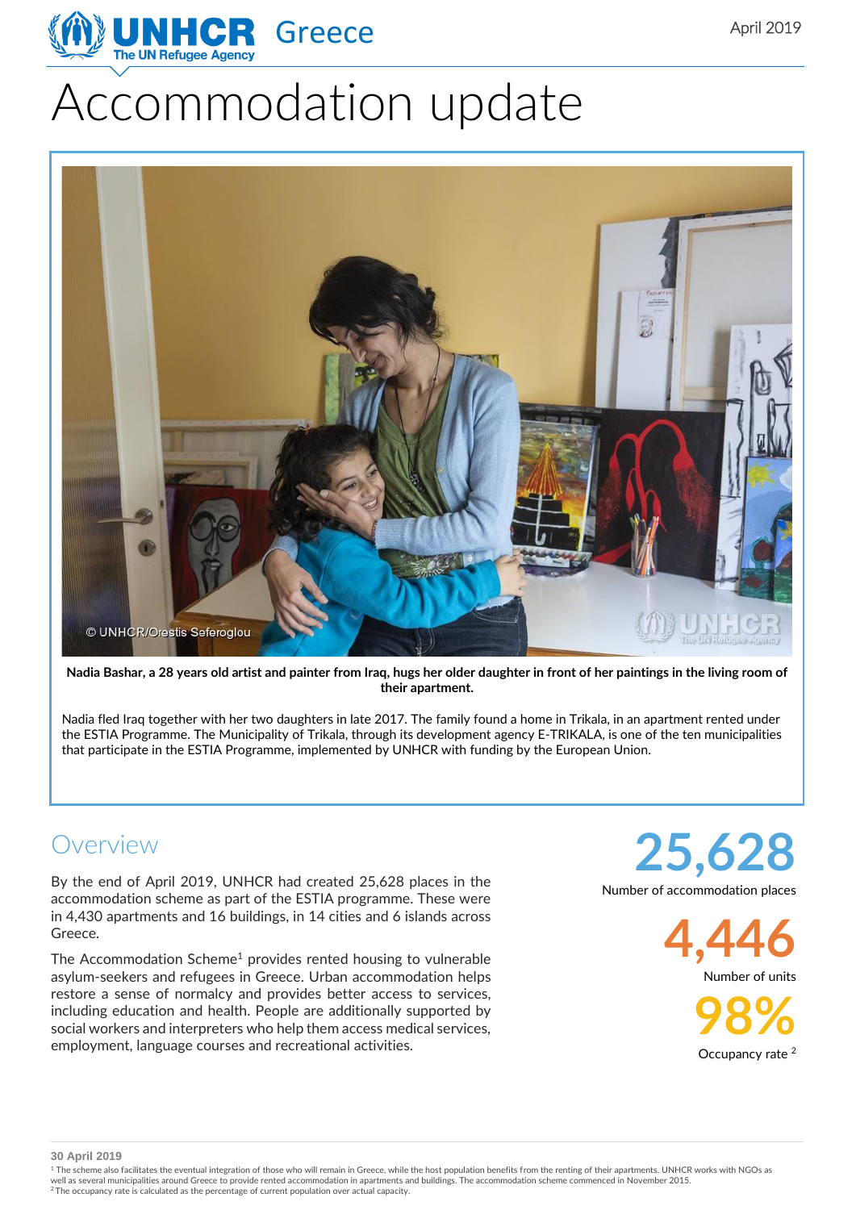April 2019

# Accommodation update

**Nadia Bashar, a 28 years old artist and painter from Iraq, hugs her older daughter in front of her paintings in the living room of their apartment.**

Nadia fled Iraq together with her two daughters in late 2017. The family found a home in Trikala, in an apartment rented under the ESTIA Programme. The Municipality of Trikala, through its development agency E-TRIKALA, is one of the ten municipalities that participate in the ESTIA Programme, implemented by UNHCR with funding by the European Union.

## Overview

By the end of April 2019, UNHCR had created 25,628 places in the accommodation scheme as part of the ESTIA programme. These were in 4,430 apartments and 16 buildings, in 14 cities and 6 islands across Greece.

The Accommodation Scheme[1] provides rented housing to vulnerable asylum-seekers and refugees in Greece. Urban accommodation helps restore a sense of normalcy and provides better access to services, including education and health. People are additionally supported by social workers and interpreters who help them access medical services, employment, language courses and recreational activities.

**25,628**
Number of accommodation places

**4,446**
Number of units

**98%**
Occupancy rate [2]

**30 April 2019**

[1] The scheme also facilitates the eventual integration of those who will remain in Greece, while the host population benefits from the renting of their apartments. UNHCR works with NGOs as well as several municipalities around Greece to provide rented accommodation in apartments and buildings. The accommodation scheme commenced in November 2015.
[2] The occupancy rate is calculated as the percentage of current population over actual capacity.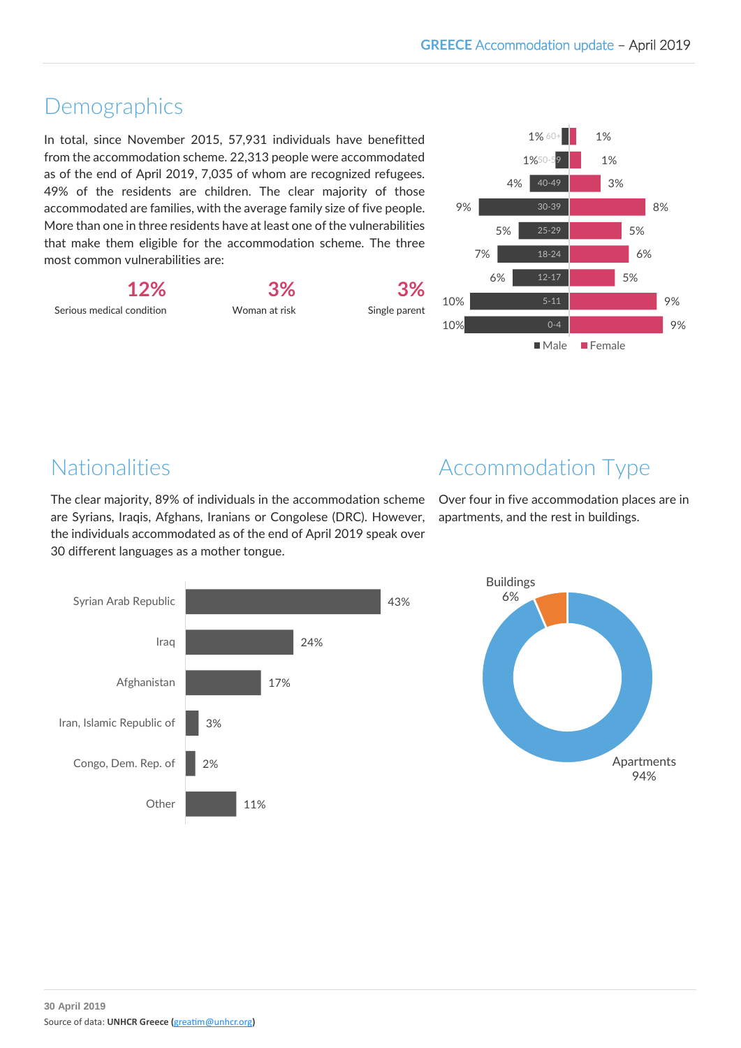# Demographics

In total, since November 2015, 57,931 individuals have benefitted from the accommodation scheme. 22,313 people were accommodated as of the end of April 2019, 7,035 of whom are recognized refugees. 49% of the residents are children. The clear majority of those accommodated are families, with the average family size of five people. More than one in three residents have at least one of the vulnerabilities that make them eligible for the accommodation scheme. The three most common vulnerabilities are:

| 12% | 3% | 3% |
|---|---|---|
| Serious medical condition | Woman at risk | Single parent |

| Age | Male | Female |
|---|---|---|
| 60+ | 1% | 1% |
| 50-59 | 1% | 1% |
| 40-49 | 4% | 3% |
| 30-39 | 9% | 8% |
| 25-29 | 5% | 5% |
| 18-24 | 7% | 6% |
| 12-17 | 6% | 5% |
| 5-11 | 10% | 9% |
| 0-4 | 10% | 9% |

# Nationalities

The clear majority, 89% of individuals in the accommodation scheme are Syrians, Iraqis, Afghans, Iranians or Congolese (DRC). However, the individuals accommodated as of the end of April 2019 speak over 30 different languages as a mother tongue.

| Nationality | % |
|---|---|
| Syrian Arab Republic | 43% |
| Iraq | 24% |
| Afghanistan | 17% |
| Iran, Islamic Republic of | 3% |
| Congo, Dem. Rep. of | 2% |
| Other | 11% |

# Accommodation Type

Over four in five accommodation places are in apartments, and the rest in buildings.

| Type | % |
|---|---|
| Buildings | 6% |
| Apartments | 94% |

**30 April 2019**
Source of data: **UNHCR Greece (**greatim@unhcr.org**)**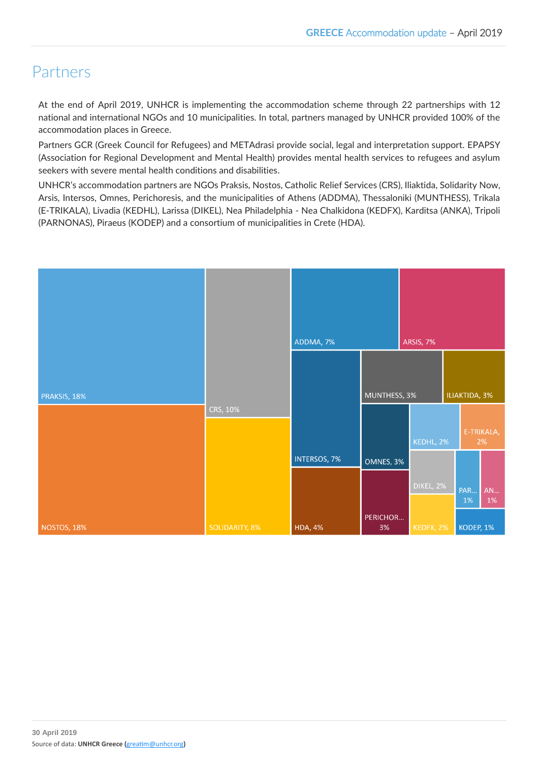# Partners

At the end of April 2019, UNHCR is implementing the accommodation scheme through 22 partnerships with 12 national and international NGOs and 10 municipalities. In total, partners managed by UNHCR provided 100% of the accommodation places in Greece.

Partners GCR (Greek Council for Refugees) and METAdrasi provide social, legal and interpretation support. EPAPSY (Association for Regional Development and Mental Health) provides mental health services to refugees and asylum seekers with severe mental health conditions and disabilities.

UNHCR's accommodation partners are NGOs Praksis, Nostos, Catholic Relief Services (CRS), Iliaktida, Solidarity Now, Arsis, Intersos, Omnes, Perichoresis, and the municipalities of Athens (ADDMA), Thessaloniki (MUNTHESS), Trikala (E-TRIKALA), Livadia (KEDHL), Larissa (DIKEL), Nea Philadelphia - Nea Chalkidona (KEDFX), Karditsa (ANKA), Tripoli (PARNONAS), Piraeus (KODEP) and a consortium of municipalities in Crete (HDA).

| Partner | Share |
|---|---|
| PRAKSIS | 18% |
| NOSTOS | 18% |
| CRS | 10% |
| SOLIDARITY | 8% |
| ADDMA | 7% |
| ARSIS | 7% |
| INTERSOS | 7% |
| HDA | 4% |
| MUNTHESS | 3% |
| ILIAKTIDA | 3% |
| OMNES | 3% |
| PERICHOR... | 3% |
| KEDHL | 2% |
| E-TRIKALA | 2% |
| DIKEL | 2% |
| KEDFX | 2% |
| PAR... | 1% |
| AN... | 1% |
| KODEP | 1% |

**30 April 2019**

Source of data: **UNHCR Greece (**greatim@unhcr.org**)**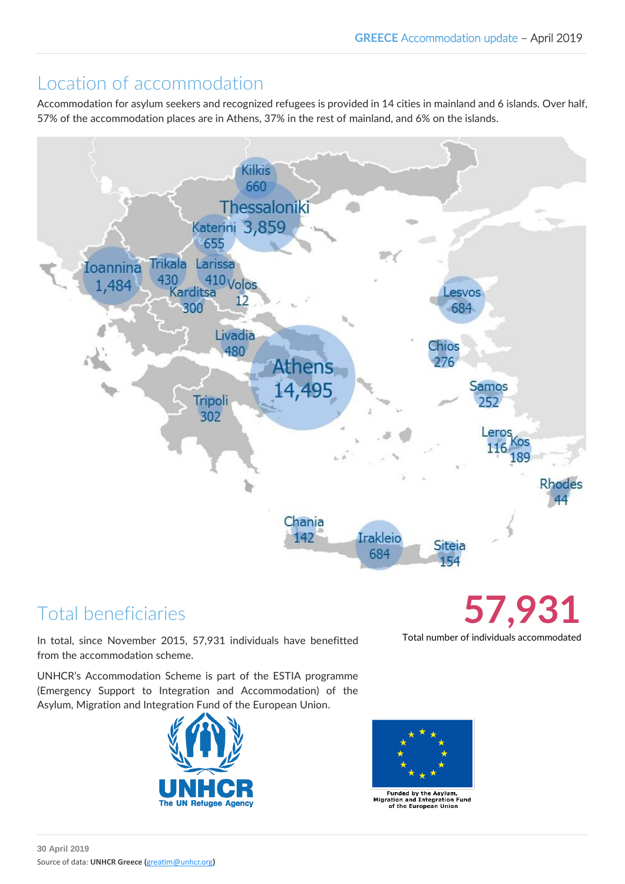## Location of accommodation

Accommodation for asylum seekers and recognized refugees is provided in 14 cities in mainland and 6 islands. Over half, 57% of the accommodation places are in Athens, 37% in the rest of mainland, and 6% on the islands.

Kilkis 660
Thessaloniki 3,859
Katerini 655
Ioannina 1,484
Trikala 430
Larissa 410
Volos 12
Karditsa 300
Lesvos 684
Livadia 480
Chios 276
Athens 14,495
Samos 252
Tripoli 302
Leros 116
Kos 189
Rhodes 44
Chania 142
Irakleio 684
Siteia 154

## Total beneficiaries

In total, since November 2015, 57,931 individuals have benefitted from the accommodation scheme.

UNHCR's Accommodation Scheme is part of the ESTIA programme (Emergency Support to Integration and Accommodation) of the Asylum, Migration and Integration Fund of the European Union.

**57,931**

Total number of individuals accommodated

UNHCR
The UN Refugee Agency

Funded by the Asylum, Migration and Integration Fund of the European Union

**30 April 2019**

Source of data: **UNHCR Greece (**greatim@unhcr.org**)**